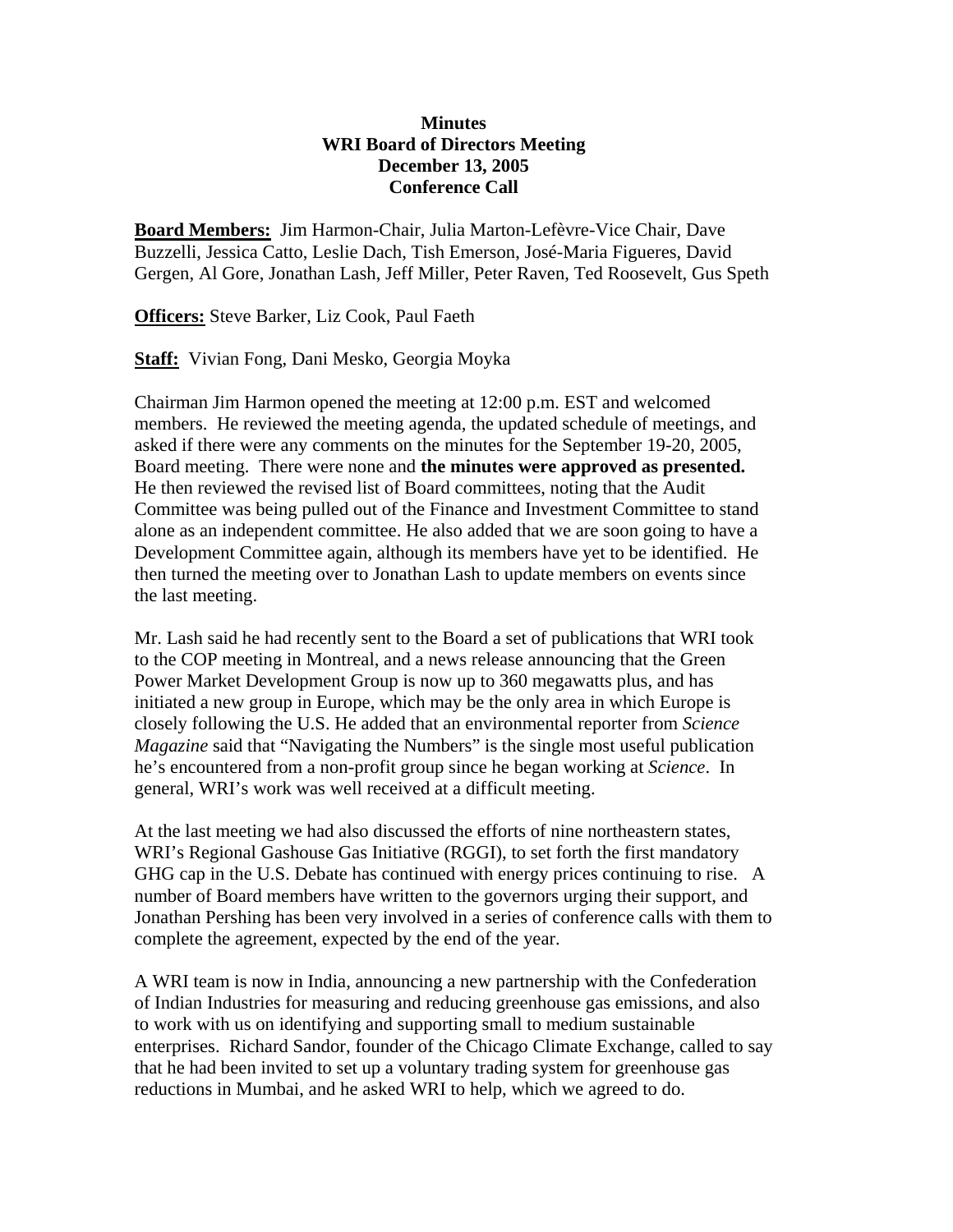**Minutes**
**WRI Board of Directors Meeting**
**December 13, 2005**
**Conference Call**

**Board Members:** Jim Harmon-Chair, Julia Marton-Lefèvre-Vice Chair, Dave Buzzelli, Jessica Catto, Leslie Dach, Tish Emerson, José-Maria Figueres, David Gergen, Al Gore, Jonathan Lash, Jeff Miller, Peter Raven, Ted Roosevelt, Gus Speth

**Officers:** Steve Barker, Liz Cook, Paul Faeth

**Staff:** Vivian Fong, Dani Mesko, Georgia Moyka

Chairman Jim Harmon opened the meeting at 12:00 p.m. EST and welcomed members. He reviewed the meeting agenda, the updated schedule of meetings, and asked if there were any comments on the minutes for the September 19-20, 2005, Board meeting. There were none and **the minutes were approved as presented.** He then reviewed the revised list of Board committees, noting that the Audit Committee was being pulled out of the Finance and Investment Committee to stand alone as an independent committee. He also added that we are soon going to have a Development Committee again, although its members have yet to be identified. He then turned the meeting over to Jonathan Lash to update members on events since the last meeting.

Mr. Lash said he had recently sent to the Board a set of publications that WRI took to the COP meeting in Montreal, and a news release announcing that the Green Power Market Development Group is now up to 360 megawatts plus, and has initiated a new group in Europe, which may be the only area in which Europe is closely following the U.S. He added that an environmental reporter from *Science Magazine* said that "Navigating the Numbers" is the single most useful publication he's encountered from a non-profit group since he began working at *Science*. In general, WRI's work was well received at a difficult meeting.

At the last meeting we had also discussed the efforts of nine northeastern states, WRI's Regional Gashouse Gas Initiative (RGGI), to set forth the first mandatory GHG cap in the U.S. Debate has continued with energy prices continuing to rise. A number of Board members have written to the governors urging their support, and Jonathan Pershing has been very involved in a series of conference calls with them to complete the agreement, expected by the end of the year.

A WRI team is now in India, announcing a new partnership with the Confederation of Indian Industries for measuring and reducing greenhouse gas emissions, and also to work with us on identifying and supporting small to medium sustainable enterprises. Richard Sandor, founder of the Chicago Climate Exchange, called to say that he had been invited to set up a voluntary trading system for greenhouse gas reductions in Mumbai, and he asked WRI to help, which we agreed to do.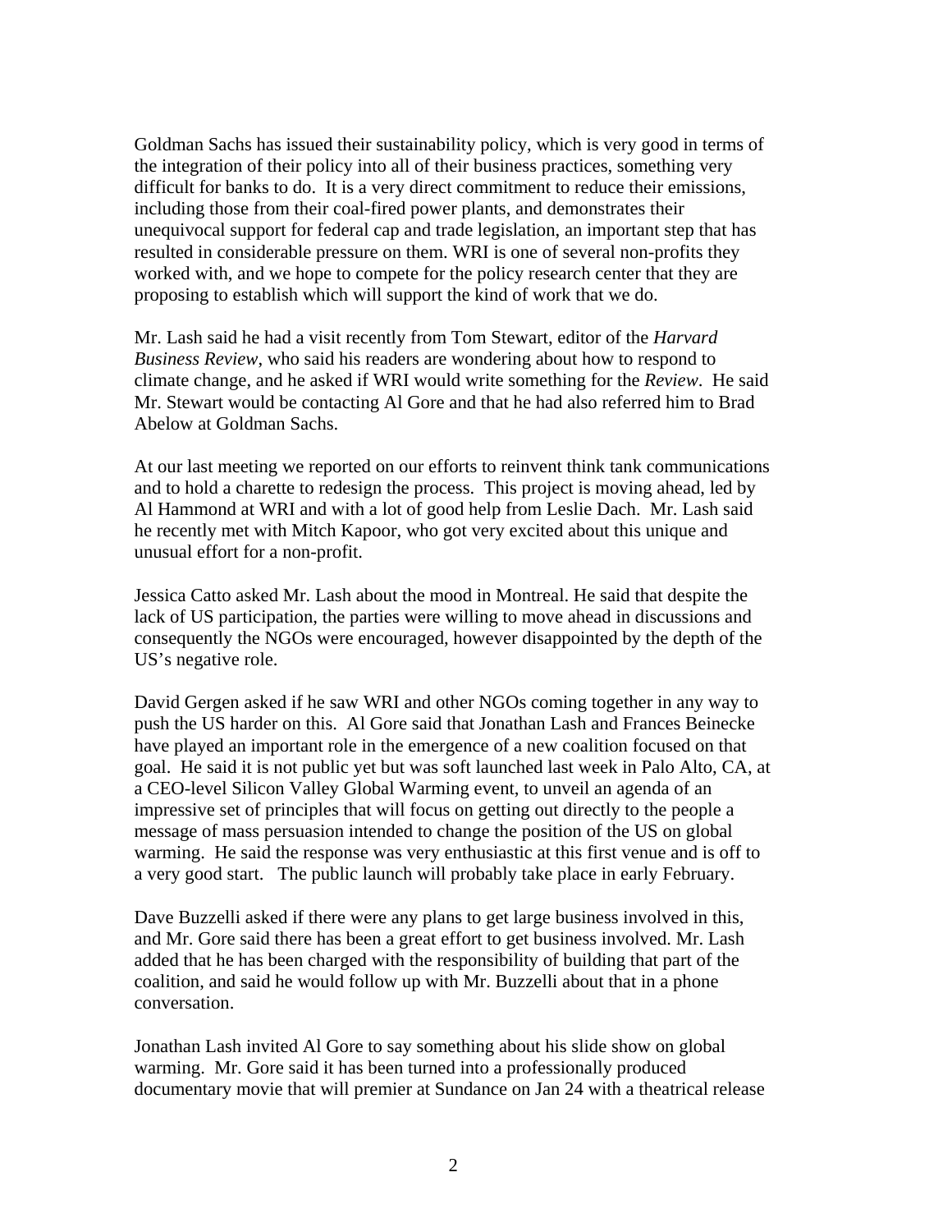Goldman Sachs has issued their sustainability policy, which is very good in terms of the integration of their policy into all of their business practices, something very difficult for banks to do. It is a very direct commitment to reduce their emissions, including those from their coal-fired power plants, and demonstrates their unequivocal support for federal cap and trade legislation, an important step that has resulted in considerable pressure on them. WRI is one of several non-profits they worked with, and we hope to compete for the policy research center that they are proposing to establish which will support the kind of work that we do.

Mr. Lash said he had a visit recently from Tom Stewart, editor of the *Harvard Business Review*, who said his readers are wondering about how to respond to climate change, and he asked if WRI would write something for the *Review*. He said Mr. Stewart would be contacting Al Gore and that he had also referred him to Brad Abelow at Goldman Sachs.

At our last meeting we reported on our efforts to reinvent think tank communications and to hold a charette to redesign the process. This project is moving ahead, led by Al Hammond at WRI and with a lot of good help from Leslie Dach. Mr. Lash said he recently met with Mitch Kapoor, who got very excited about this unique and unusual effort for a non-profit.

Jessica Catto asked Mr. Lash about the mood in Montreal. He said that despite the lack of US participation, the parties were willing to move ahead in discussions and consequently the NGOs were encouraged, however disappointed by the depth of the US's negative role.

David Gergen asked if he saw WRI and other NGOs coming together in any way to push the US harder on this. Al Gore said that Jonathan Lash and Frances Beinecke have played an important role in the emergence of a new coalition focused on that goal. He said it is not public yet but was soft launched last week in Palo Alto, CA, at a CEO-level Silicon Valley Global Warming event, to unveil an agenda of an impressive set of principles that will focus on getting out directly to the people a message of mass persuasion intended to change the position of the US on global warming. He said the response was very enthusiastic at this first venue and is off to a very good start. The public launch will probably take place in early February.

Dave Buzzelli asked if there were any plans to get large business involved in this, and Mr. Gore said there has been a great effort to get business involved. Mr. Lash added that he has been charged with the responsibility of building that part of the coalition, and said he would follow up with Mr. Buzzelli about that in a phone conversation.

Jonathan Lash invited Al Gore to say something about his slide show on global warming. Mr. Gore said it has been turned into a professionally produced documentary movie that will premier at Sundance on Jan 24 with a theatrical release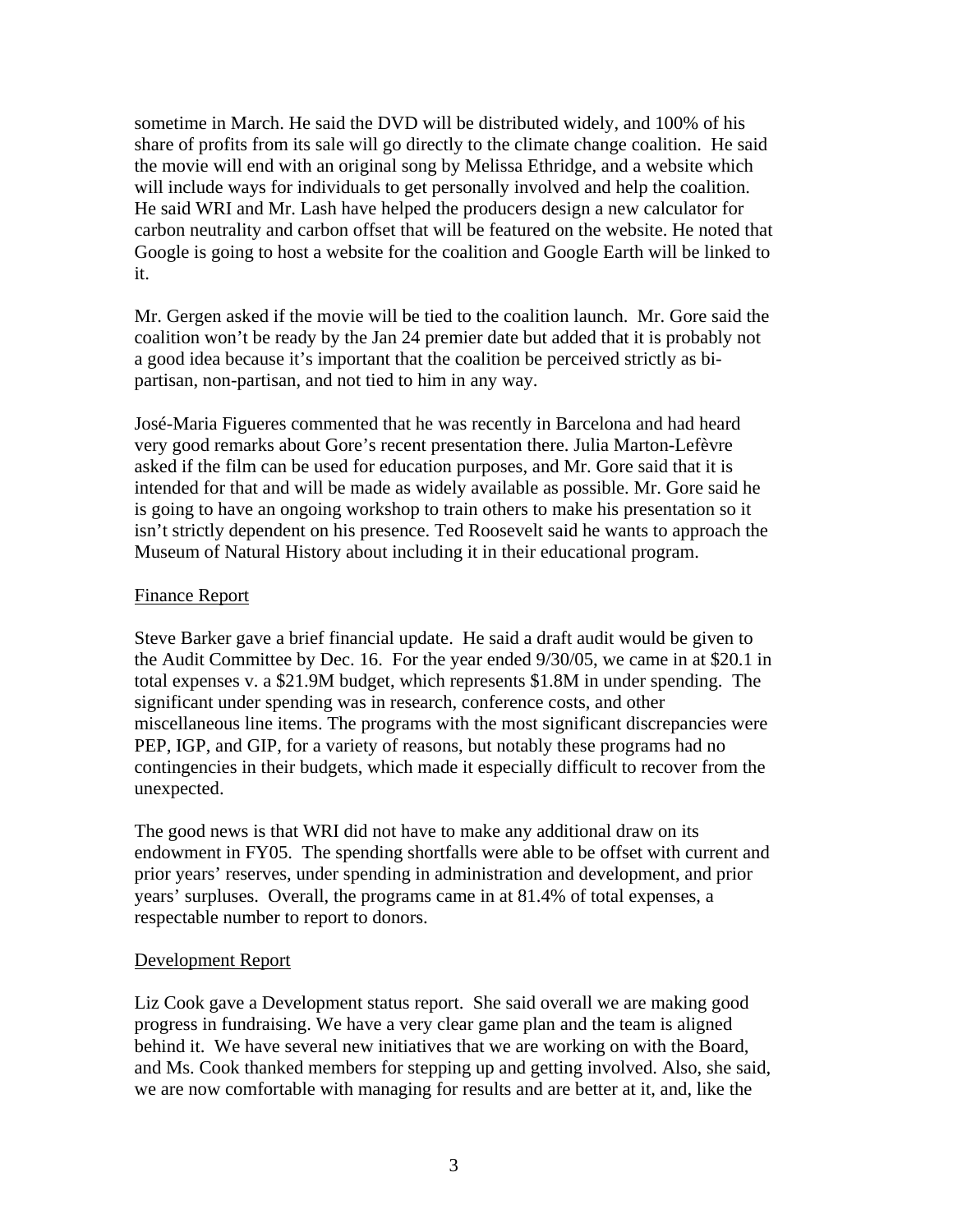sometime in March. He said the DVD will be distributed widely, and 100% of his share of profits from its sale will go directly to the climate change coalition. He said the movie will end with an original song by Melissa Ethridge, and a website which will include ways for individuals to get personally involved and help the coalition. He said WRI and Mr. Lash have helped the producers design a new calculator for carbon neutrality and carbon offset that will be featured on the website. He noted that Google is going to host a website for the coalition and Google Earth will be linked to it.

Mr. Gergen asked if the movie will be tied to the coalition launch. Mr. Gore said the coalition won't be ready by the Jan 24 premier date but added that it is probably not a good idea because it's important that the coalition be perceived strictly as bi-partisan, non-partisan, and not tied to him in any way.

José-Maria Figueres commented that he was recently in Barcelona and had heard very good remarks about Gore's recent presentation there. Julia Marton-Lefèvre asked if the film can be used for education purposes, and Mr. Gore said that it is intended for that and will be made as widely available as possible. Mr. Gore said he is going to have an ongoing workshop to train others to make his presentation so it isn't strictly dependent on his presence. Ted Roosevelt said he wants to approach the Museum of Natural History about including it in their educational program.

## Finance Report

Steve Barker gave a brief financial update. He said a draft audit would be given to the Audit Committee by Dec. 16. For the year ended 9/30/05, we came in at $20.1 in total expenses v. a $21.9M budget, which represents $1.8M in under spending. The significant under spending was in research, conference costs, and other miscellaneous line items. The programs with the most significant discrepancies were PEP, IGP, and GIP, for a variety of reasons, but notably these programs had no contingencies in their budgets, which made it especially difficult to recover from the unexpected.

The good news is that WRI did not have to make any additional draw on its endowment in FY05. The spending shortfalls were able to be offset with current and prior years' reserves, under spending in administration and development, and prior years' surpluses. Overall, the programs came in at 81.4% of total expenses, a respectable number to report to donors.

## Development Report

Liz Cook gave a Development status report. She said overall we are making good progress in fundraising. We have a very clear game plan and the team is aligned behind it. We have several new initiatives that we are working on with the Board, and Ms. Cook thanked members for stepping up and getting involved. Also, she said, we are now comfortable with managing for results and are better at it, and, like the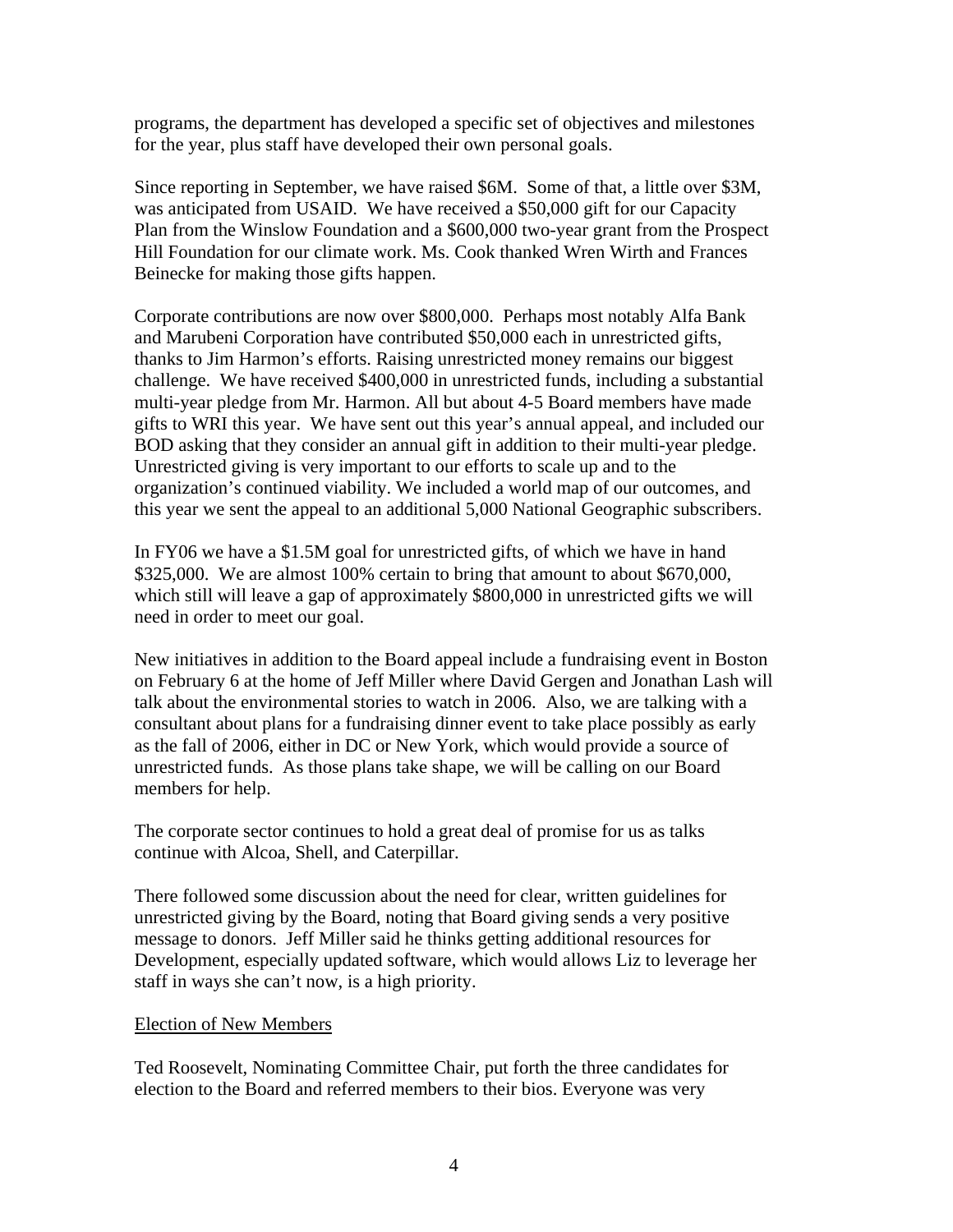programs, the department has developed a specific set of objectives and milestones for the year, plus staff have developed their own personal goals.

Since reporting in September, we have raised $6M. Some of that, a little over $3M, was anticipated from USAID. We have received a $50,000 gift for our Capacity Plan from the Winslow Foundation and a $600,000 two-year grant from the Prospect Hill Foundation for our climate work. Ms. Cook thanked Wren Wirth and Frances Beinecke for making those gifts happen.

Corporate contributions are now over $800,000. Perhaps most notably Alfa Bank and Marubeni Corporation have contributed $50,000 each in unrestricted gifts, thanks to Jim Harmon's efforts. Raising unrestricted money remains our biggest challenge. We have received $400,000 in unrestricted funds, including a substantial multi-year pledge from Mr. Harmon. All but about 4-5 Board members have made gifts to WRI this year. We have sent out this year's annual appeal, and included our BOD asking that they consider an annual gift in addition to their multi-year pledge. Unrestricted giving is very important to our efforts to scale up and to the organization's continued viability. We included a world map of our outcomes, and this year we sent the appeal to an additional 5,000 National Geographic subscribers.

In FY06 we have a $1.5M goal for unrestricted gifts, of which we have in hand $325,000. We are almost 100% certain to bring that amount to about $670,000, which still will leave a gap of approximately $800,000 in unrestricted gifts we will need in order to meet our goal.

New initiatives in addition to the Board appeal include a fundraising event in Boston on February 6 at the home of Jeff Miller where David Gergen and Jonathan Lash will talk about the environmental stories to watch in 2006. Also, we are talking with a consultant about plans for a fundraising dinner event to take place possibly as early as the fall of 2006, either in DC or New York, which would provide a source of unrestricted funds. As those plans take shape, we will be calling on our Board members for help.

The corporate sector continues to hold a great deal of promise for us as talks continue with Alcoa, Shell, and Caterpillar.

There followed some discussion about the need for clear, written guidelines for unrestricted giving by the Board, noting that Board giving sends a very positive message to donors. Jeff Miller said he thinks getting additional resources for Development, especially updated software, which would allows Liz to leverage her staff in ways she can't now, is a high priority.

<u>Election of New Members</u>

Ted Roosevelt, Nominating Committee Chair, put forth the three candidates for election to the Board and referred members to their bios. Everyone was very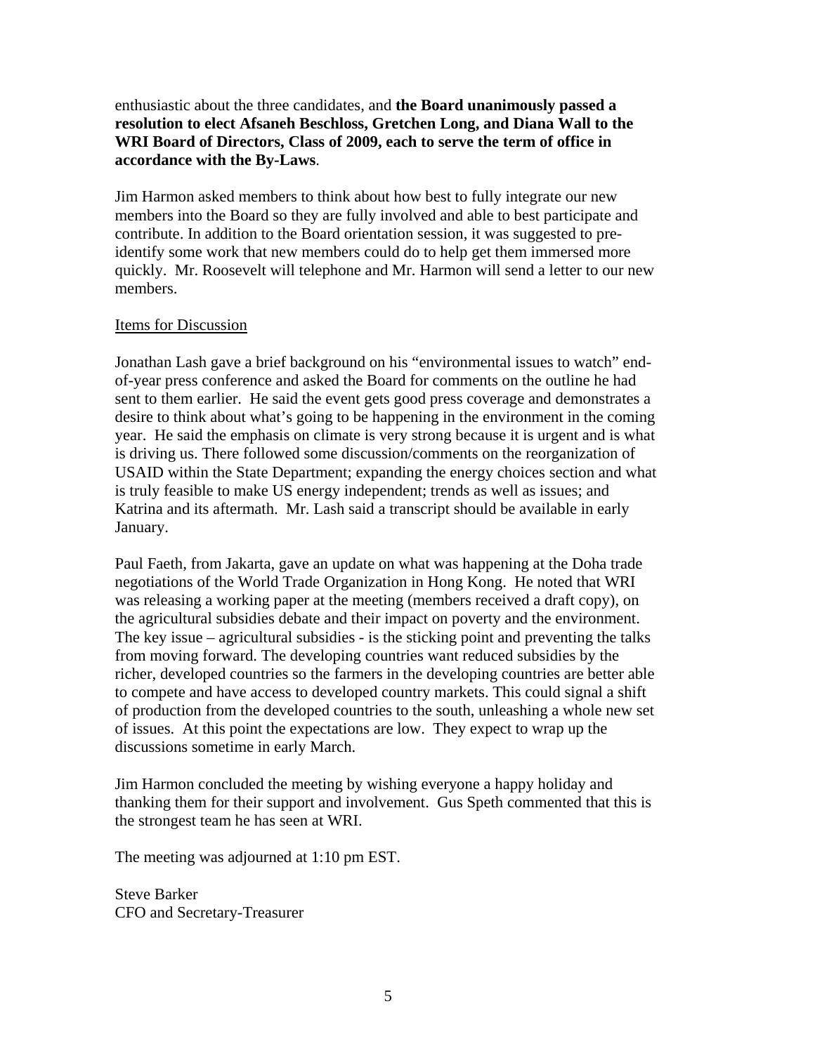enthusiastic about the three candidates, and **the Board unanimously passed a resolution to elect Afsaneh Beschloss, Gretchen Long, and Diana Wall to the WRI Board of Directors, Class of 2009, each to serve the term of office in accordance with the By-Laws**.

Jim Harmon asked members to think about how best to fully integrate our new members into the Board so they are fully involved and able to best participate and contribute. In addition to the Board orientation session, it was suggested to pre-identify some work that new members could do to help get them immersed more quickly. Mr. Roosevelt will telephone and Mr. Harmon will send a letter to our new members.

Items for Discussion

Jonathan Lash gave a brief background on his "environmental issues to watch" end-of-year press conference and asked the Board for comments on the outline he had sent to them earlier. He said the event gets good press coverage and demonstrates a desire to think about what's going to be happening in the environment in the coming year. He said the emphasis on climate is very strong because it is urgent and is what is driving us. There followed some discussion/comments on the reorganization of USAID within the State Department; expanding the energy choices section and what is truly feasible to make US energy independent; trends as well as issues; and Katrina and its aftermath. Mr. Lash said a transcript should be available in early January.

Paul Faeth, from Jakarta, gave an update on what was happening at the Doha trade negotiations of the World Trade Organization in Hong Kong. He noted that WRI was releasing a working paper at the meeting (members received a draft copy), on the agricultural subsidies debate and their impact on poverty and the environment. The key issue – agricultural subsidies - is the sticking point and preventing the talks from moving forward. The developing countries want reduced subsidies by the richer, developed countries so the farmers in the developing countries are better able to compete and have access to developed country markets. This could signal a shift of production from the developed countries to the south, unleashing a whole new set of issues. At this point the expectations are low. They expect to wrap up the discussions sometime in early March.

Jim Harmon concluded the meeting by wishing everyone a happy holiday and thanking them for their support and involvement. Gus Speth commented that this is the strongest team he has seen at WRI.

The meeting was adjourned at 1:10 pm EST.

Steve Barker
CFO and Secretary-Treasurer